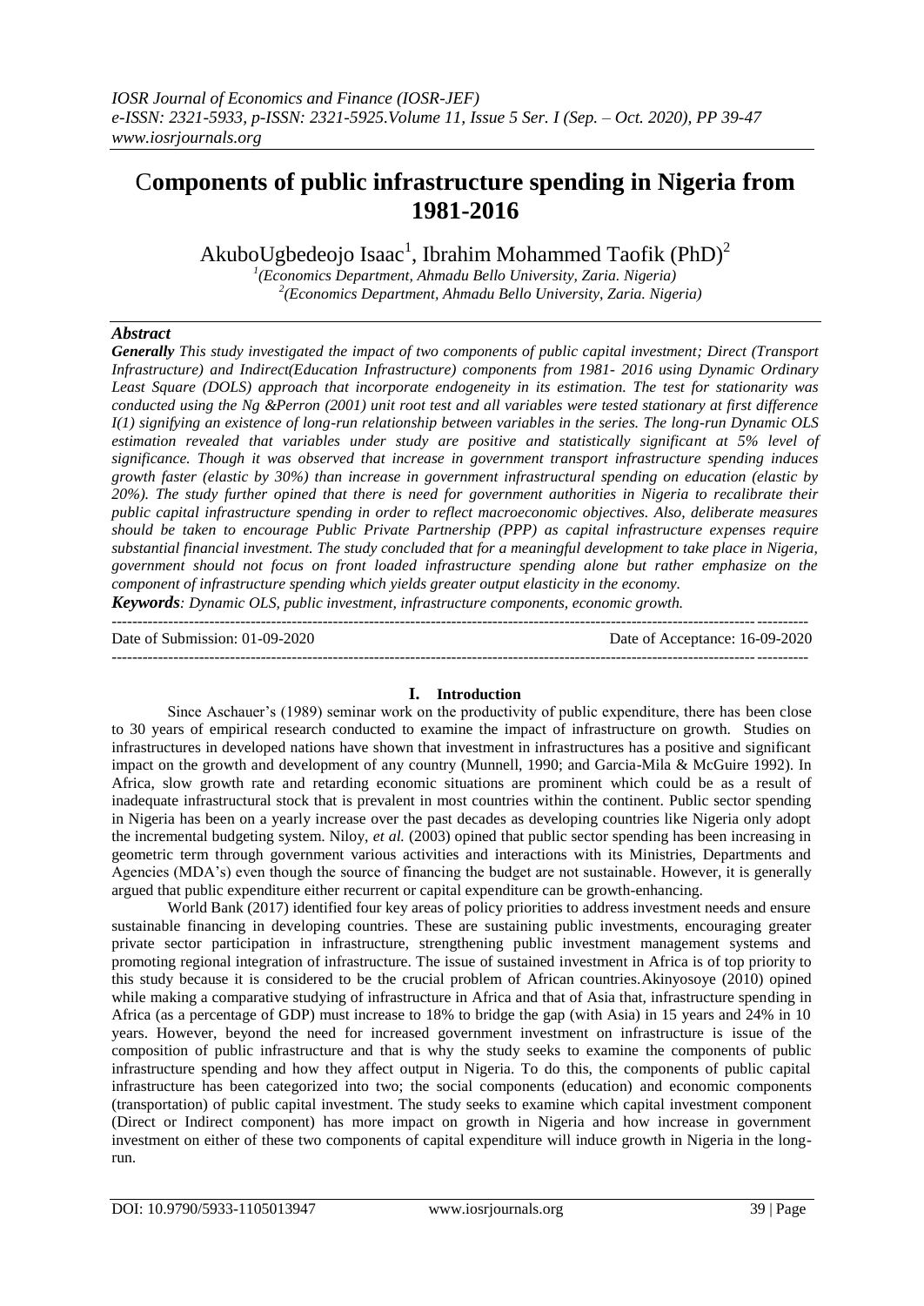# Components of public infrastructure spending in Nigeria from 1981-2016

AkuboUgbedeojo Isaac[1], Ibrahim Mohammed Taofik (PhD)[2]

[1](Economics Department, Ahmadu Bello University, Zaria. Nigeria)
[2](Economics Department, Ahmadu Bello University, Zaria. Nigeria)

## *Abstract*

***Generally*** *This study investigated the impact of two components of public capital investment; Direct (Transport Infrastructure) and Indirect(Education Infrastructure) components from 1981- 2016 using Dynamic Ordinary Least Square (DOLS) approach that incorporate endogeneity in its estimation. The test for stationarity was conducted using the Ng &Perron (2001) unit root test and all variables were tested stationary at first difference I(1) signifying an existence of long-run relationship between variables in the series. The long-run Dynamic OLS estimation revealed that variables under study are positive and statistically significant at 5% level of significance. Though it was observed that increase in government transport infrastructure spending induces growth faster (elastic by 30%) than increase in government infrastructural spending on education (elastic by 20%). The study further opined that there is need for government authorities in Nigeria to recalibrate their public capital infrastructure spending in order to reflect macroeconomic objectives. Also, deliberate measures should be taken to encourage Public Private Partnership (PPP) as capital infrastructure expenses require substantial financial investment. The study concluded that for a meaningful development to take place in Nigeria, government should not focus on front loaded infrastructure spending alone but rather emphasize on the component of infrastructure spending which yields greater output elasticity in the economy.*

***Keywords****: Dynamic OLS, public investment, infrastructure components, economic growth.*

---

Date of Submission: 01-09-2020 Date of Acceptance: 16-09-2020

---

## I. Introduction

Since Aschauer's (1989) seminal work on the productivity of public expenditure, there has been close to 30 years of empirical research conducted to examine the impact of infrastructure on growth. Studies on infrastructures in developed nations have shown that investment in infrastructures has a positive and significant impact on the growth and development of any country (Munnell, 1990; and Garcia-Mila & McGuire 1992). In Africa, slow growth rate and retarding economic situations are prominent which could be as a result of inadequate infrastructural stock that is prevalent in most countries within the continent. Public sector spending in Nigeria has been on a yearly increase over the past decades as developing countries like Nigeria only adopt the incremental budgeting system. Niloy, *et al.* (2003) opined that public sector spending has been increasing in geometric term through government various activities and interactions with its Ministries, Departments and Agencies (MDA's) even though the source of financing the budget are not sustainable. However, it is generally argued that public expenditure either recurrent or capital expenditure can be growth-enhancing.

World Bank (2017) identified four key areas of policy priorities to address investment needs and ensure sustainable financing in developing countries. These are sustaining public investments, encouraging greater private sector participation in infrastructure, strengthening public investment management systems and promoting regional integration of infrastructure. The issue of sustained investment in Africa is of top priority to this study because it is considered to be the crucial problem of African countries.Akinyosoye (2010) opined while making a comparative studying of infrastructure in Africa and that of Asia that, infrastructure spending in Africa (as a percentage of GDP) must increase to 18% to bridge the gap (with Asia) in 15 years and 24% in 10 years. However, beyond the need for increased government investment on infrastructure is issue of the composition of public infrastructure and that is why the study seeks to examine the components of public infrastructure spending and how they affect output in Nigeria. To do this, the components of public capital infrastructure has been categorized into two; the social components (education) and economic components (transportation) of public capital investment. The study seeks to examine which capital investment component (Direct or Indirect component) has more impact on growth in Nigeria and how increase in government investment on either of these two components of capital expenditure will induce growth in Nigeria in the long-run.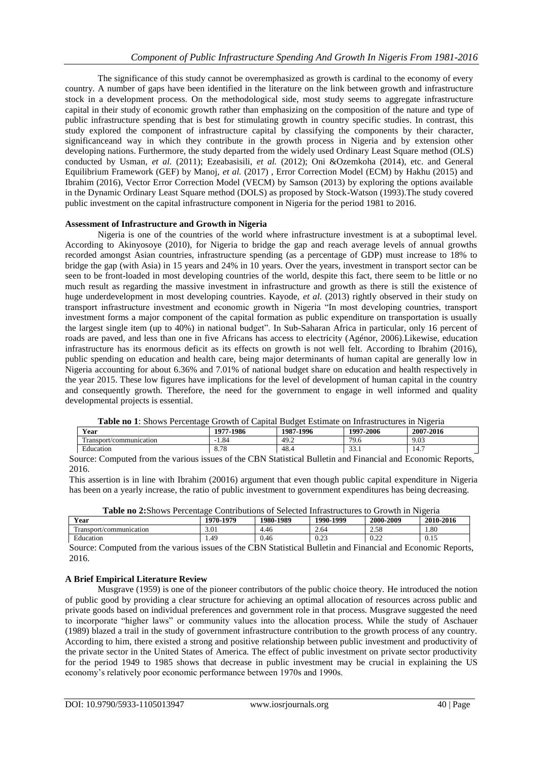The significance of this study cannot be overemphasized as growth is cardinal to the economy of every country. A number of gaps have been identified in the literature on the link between growth and infrastructure stock in a development process. On the methodological side, most study seems to aggregate infrastructure capital in their study of economic growth rather than emphasizing on the composition of the nature and type of public infrastructure spending that is best for stimulating growth in country specific studies. In contrast, this study explored the component of infrastructure capital by classifying the components by their character, significanceand way in which they contribute in the growth process in Nigeria and by extension other developing nations. Furthermore, the study departed from the widely used Ordinary Least Square method (OLS) conducted by Usman, *et al.* (2011); Ezeabasisili, *et al.* (2012); Oni &Ozemkoha (2014), etc. and General Equilibrium Framework (GEF) by Manoj, *et al.* (2017) , Error Correction Model (ECM) by Hakhu (2015) and Ibrahim (2016), Vector Error Correction Model (VECM) by Samson (2013) by exploring the options available in the Dynamic Ordinary Least Square method (DOLS) as proposed by Stock-Watson (1993).The study covered public investment on the capital infrastructure component in Nigeria for the period 1981 to 2016.

**Assessment of Infrastructure and Growth in Nigeria**

Nigeria is one of the countries of the world where infrastructure investment is at a suboptimal level. According to Akinyosoye (2010), for Nigeria to bridge the gap and reach average levels of annual growths recorded amongst Asian countries, infrastructure spending (as a percentage of GDP) must increase to 18% to bridge the gap (with Asia) in 15 years and 24% in 10 years. Over the years, investment in transport sector can be seen to be front-loaded in most developing countries of the world, despite this fact, there seem to be little or no much result as regarding the massive investment in infrastructure and growth as there is still the existence of huge underdevelopment in most developing countries. Kayode, *et al.* (2013) rightly observed in their study on transport infrastructure investment and economic growth in Nigeria "In most developing countries, transport investment forms a major component of the capital formation as public expenditure on transportation is usually the largest single item (up to 40%) in national budget". In Sub-Saharan Africa in particular, only 16 percent of roads are paved, and less than one in five Africans has access to electricity (Agénor, 2006).Likewise, education infrastructure has its enormous deficit as its effects on growth is not well felt. According to Ibrahim (2016), public spending on education and health care, being major determinants of human capital are generally low in Nigeria accounting for about 6.36% and 7.01% of national budget share on education and health respectively in the year 2015. These low figures have implications for the level of development of human capital in the country and consequently growth. Therefore, the need for the government to engage in well informed and quality developmental projects is essential.

**Table no 1**: Shows Percentage Growth of Capital Budget Estimate on Infrastructures in Nigeria

| Year | 1977-1986 | 1987-1996 | 1997-2006 | 2007-2016 |
|---|---|---|---|---|
| Transport/communication | -1.84 | 49.2 | 79.6 | 9.03 |
| Education | 8.78 | 48.4 | 33.1 | 14.7 |

Source: Computed from the various issues of the CBN Statistical Bulletin and Financial and Economic Reports, 2016.

This assertion is in line with Ibrahim (20016) argument that even though public capital expenditure in Nigeria has been on a yearly increase, the ratio of public investment to government expenditures has being decreasing.

**Table no 2:**Shows Percentage Contributions of Selected Infrastructures to Growth in Nigeria

| Year | 1970-1979 | 1980-1989 | 1990-1999 | 2000-2009 | 2010-2016 |
|---|---|---|---|---|---|
| Transport/communication | 3.01 | 4.46 | 2.64 | 2.58 | 1.80 |
| Education | 1.49 | 0.46 | 0.23 | 0.22 | 0.15 |

Source: Computed from the various issues of the CBN Statistical Bulletin and Financial and Economic Reports, 2016.

**A Brief Empirical Literature Review**

Musgrave (1959) is one of the pioneer contributors of the public choice theory. He introduced the notion of public good by providing a clear structure for achieving an optimal allocation of resources across public and private goods based on individual preferences and government role in that process. Musgrave suggested the need to incorporate "higher laws" or community values into the allocation process. While the study of Aschauer (1989) blazed a trail in the study of government infrastructure contribution to the growth process of any country. According to him, there existed a strong and positive relationship between public investment and productivity of the private sector in the United States of America. The effect of public investment on private sector productivity for the period 1949 to 1985 shows that decrease in public investment may be crucial in explaining the US economy's relatively poor economic performance between 1970s and 1990s.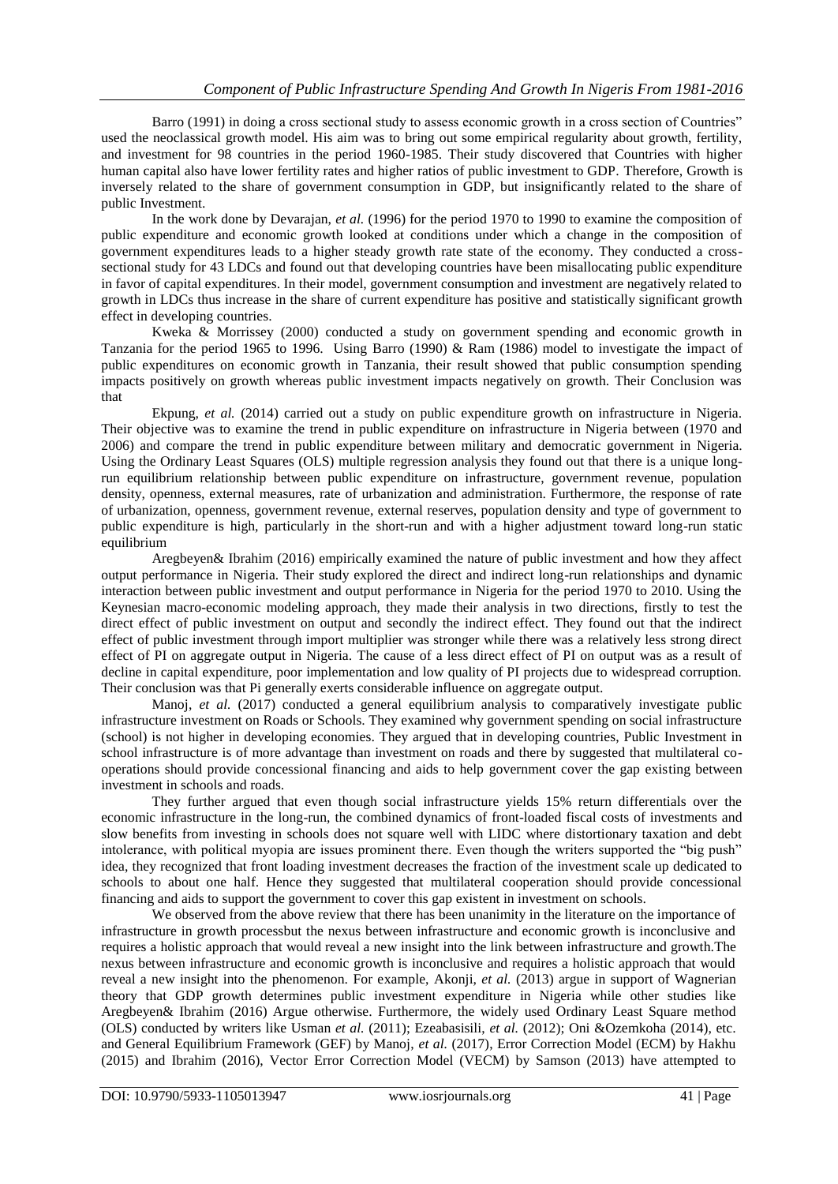Barro (1991) in doing a cross sectional study to assess economic growth in a cross section of Countries" used the neoclassical growth model. His aim was to bring out some empirical regularity about growth, fertility, and investment for 98 countries in the period 1960-1985. Their study discovered that Countries with higher human capital also have lower fertility rates and higher ratios of public investment to GDP. Therefore, Growth is inversely related to the share of government consumption in GDP, but insignificantly related to the share of public Investment.

In the work done by Devarajan, *et al.* (1996) for the period 1970 to 1990 to examine the composition of public expenditure and economic growth looked at conditions under which a change in the composition of government expenditures leads to a higher steady growth rate state of the economy. They conducted a cross-sectional study for 43 LDCs and found out that developing countries have been misallocating public expenditure in favor of capital expenditures. In their model, government consumption and investment are negatively related to growth in LDCs thus increase in the share of current expenditure has positive and statistically significant growth effect in developing countries.

Kweka & Morrissey (2000) conducted a study on government spending and economic growth in Tanzania for the period 1965 to 1996. Using Barro (1990) & Ram (1986) model to investigate the impact of public expenditures on economic growth in Tanzania, their result showed that public consumption spending impacts positively on growth whereas public investment impacts negatively on growth. Their Conclusion was that

Ekpung, *et al.* (2014) carried out a study on public expenditure growth on infrastructure in Nigeria. Their objective was to examine the trend in public expenditure on infrastructure in Nigeria between (1970 and 2006) and compare the trend in public expenditure between military and democratic government in Nigeria. Using the Ordinary Least Squares (OLS) multiple regression analysis they found out that there is a unique long-run equilibrium relationship between public expenditure on infrastructure, government revenue, population density, openness, external measures, rate of urbanization and administration. Furthermore, the response of rate of urbanization, openness, government revenue, external reserves, population density and type of government to public expenditure is high, particularly in the short-run and with a higher adjustment toward long-run static equilibrium

Aregbeyen& Ibrahim (2016) empirically examined the nature of public investment and how they affect output performance in Nigeria. Their study explored the direct and indirect long-run relationships and dynamic interaction between public investment and output performance in Nigeria for the period 1970 to 2010. Using the Keynesian macro-economic modeling approach, they made their analysis in two directions, firstly to test the direct effect of public investment on output and secondly the indirect effect. They found out that the indirect effect of public investment through import multiplier was stronger while there was a relatively less strong direct effect of PI on aggregate output in Nigeria. The cause of a less direct effect of PI on output was as a result of decline in capital expenditure, poor implementation and low quality of PI projects due to widespread corruption. Their conclusion was that Pi generally exerts considerable influence on aggregate output.

Manoj, *et al.* (2017) conducted a general equilibrium analysis to comparatively investigate public infrastructure investment on Roads or Schools. They examined why government spending on social infrastructure (school) is not higher in developing economies. They argued that in developing countries, Public Investment in school infrastructure is of more advantage than investment on roads and there by suggested that multilateral co-operations should provide concessional financing and aids to help government cover the gap existing between investment in schools and roads.

They further argued that even though social infrastructure yields 15% return differentials over the economic infrastructure in the long-run, the combined dynamics of front-loaded fiscal costs of investments and slow benefits from investing in schools does not square well with LIDC where distortionary taxation and debt intolerance, with political myopia are issues prominent there. Even though the writers supported the "big push" idea, they recognized that front loading investment decreases the fraction of the investment scale up dedicated to schools to about one half. Hence they suggested that multilateral cooperation should provide concessional financing and aids to support the government to cover this gap existent in investment on schools.

We observed from the above review that there has been unanimity in the literature on the importance of infrastructure in growth processbut the nexus between infrastructure and economic growth is inconclusive and requires a holistic approach that would reveal a new insight into the link between infrastructure and growth.The nexus between infrastructure and economic growth is inconclusive and requires a holistic approach that would reveal a new insight into the phenomenon. For example, Akonji, *et al.* (2013) argue in support of Wagnerian theory that GDP growth determines public investment expenditure in Nigeria while other studies like Aregbeyen& Ibrahim (2016) Argue otherwise. Furthermore, the widely used Ordinary Least Square method (OLS) conducted by writers like Usman *et al.* (2011); Ezeabasisili, *et al.* (2012); Oni &Ozemkoha (2014), etc. and General Equilibrium Framework (GEF) by Manoj, *et al.* (2017), Error Correction Model (ECM) by Hakhu (2015) and Ibrahim (2016), Vector Error Correction Model (VECM) by Samson (2013) have attempted to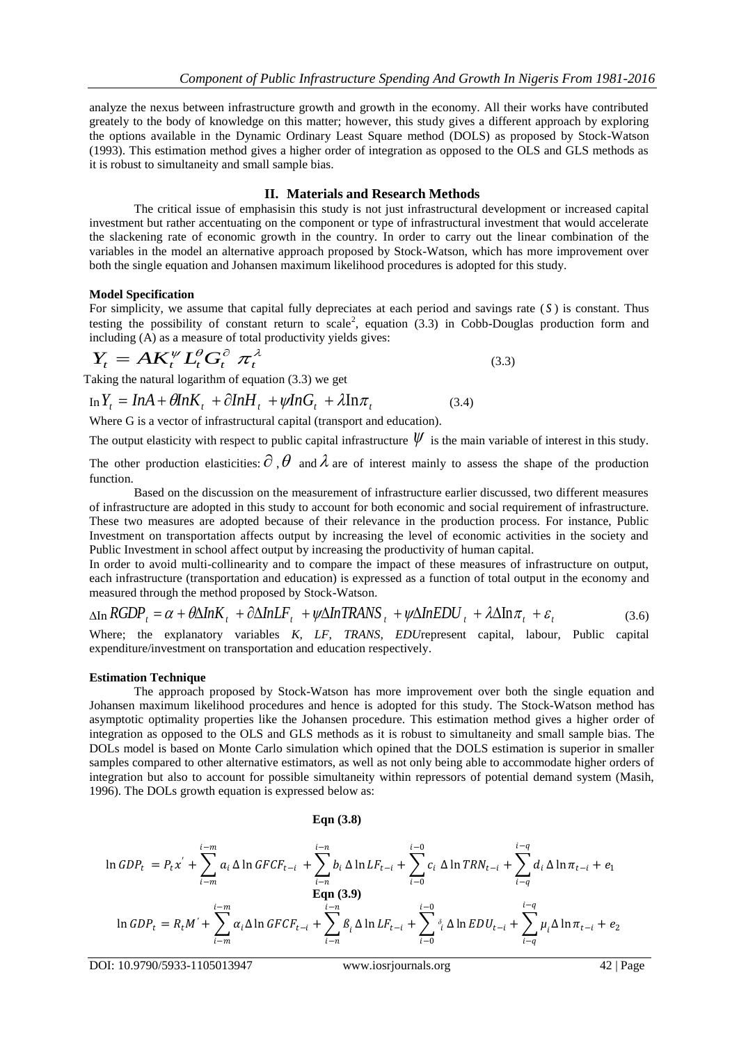analyze the nexus between infrastructure growth and growth in the economy. All their works have contributed greately to the body of knowledge on this matter; however, this study gives a different approach by exploring the options available in the Dynamic Ordinary Least Square method (DOLS) as proposed by Stock-Watson (1993). This estimation method gives a higher order of integration as opposed to the OLS and GLS methods as it is robust to simultaneity and small sample bias.

## II. Materials and Research Methods

The critical issue of emphasisin this study is not just infrastructural development or increased capital investment but rather accentuating on the component or type of infrastructural investment that would accelerate the slackening rate of economic growth in the country. In order to carry out the linear combination of the variables in the model an alternative approach proposed by Stock-Watson, which has more improvement over both the single equation and Johansen maximum likelihood procedures is adopted for this study.

**Model Specification**

For simplicity, we assume that capital fully depreciates at each period and savings rate ($S$) is constant. Thus testing the possibility of constant return to scale[2], equation (3.3) in Cobb-Douglas production form and including (A) as a measure of total productivity yields gives:

$$Y_t = AK_t^{\psi} L_t^{\theta} G_t^{\partial} \pi_t^{\lambda} \tag{3.3}$$

Taking the natural logarithm of equation (3.3) we get

$$\ln Y_t = InA + \theta InK_t + \partial InH_t + \psi InG_t + \lambda \ln \pi_t \tag{3.4}$$

Where G is a vector of infrastructural capital (transport and education).

The output elasticity with respect to public capital infrastructure $\psi$ is the main variable of interest in this study.

The other production elasticities: $\partial$, $\theta$ and $\lambda$ are of interest mainly to assess the shape of the production function.

Based on the discussion on the measurement of infrastructure earlier discussed, two different measures of infrastructure are adopted in this study to account for both economic and social requirement of infrastructure. These two measures are adopted because of their relevance in the production process. For instance, Public Investment on transportation affects output by increasing the level of economic activities in the society and Public Investment in school affect output by increasing the productivity of human capital.

In order to avoid multi-collinearity and to compare the impact of these measures of infrastructure on output, each infrastructure (transportation and education) is expressed as a function of total output in the economy and measured through the method proposed by Stock-Watson.

$$\Delta \ln RGDP_t = \alpha + \theta \Delta InK_t + \partial \Delta InLF_t + \psi \Delta InTRANS_t + \psi \Delta InEDU_t + \lambda \Delta \ln \pi_t + \varepsilon_t \tag{3.6}$$

Where; the explanatory variables *K, LF, TRANS, EDU*represent capital, labour, Public capital expenditure/investment on transportation and education respectively.

**Estimation Technique**

The approach proposed by Stock-Watson has more improvement over both the single equation and Johansen maximum likelihood procedures and hence is adopted for this study. The Stock-Watson method has asymptotic optimality properties like the Johansen procedure. This estimation method gives a higher order of integration as opposed to the OLS and GLS methods as it is robust to simultaneity and small sample bias. The DOLs model is based on Monte Carlo simulation which opined that the DOLS estimation is superior in smaller samples compared to other alternative estimators, as well as not only being able to accommodate higher orders of integration but also to account for possible simultaneity within repressors of potential demand system (Masih, 1996). The DOLs growth equation is expressed below as:

**Eqn (3.8)**

$$\ln GDP_t = P_t x' + \sum_{i-m}^{i-m} a_i \Delta \ln GFCF_{t-i} + \sum_{i-n}^{i-n} b_i \Delta \ln LF_{t-i} + \sum_{i-0}^{i-0} c_i \Delta \ln TRN_{t-i} + \sum_{i-q}^{i-q} d_i \Delta \ln \pi_{t-i} + e_1$$

**Eqn (3.9)**

$$\ln GDP_t = R_t M' + \sum_{i-m}^{i-m} \alpha_i \Delta \ln GFCF_{t-i} + \sum_{i-n}^{i-n} \beta_i \Delta \ln LF_{t-i} + \sum_{i-0}^{i-0} \delta_i \Delta \ln EDU_{t-i} + \sum_{i-q}^{i-q} \mu_i \Delta \ln \pi_{t-i} + e_2$$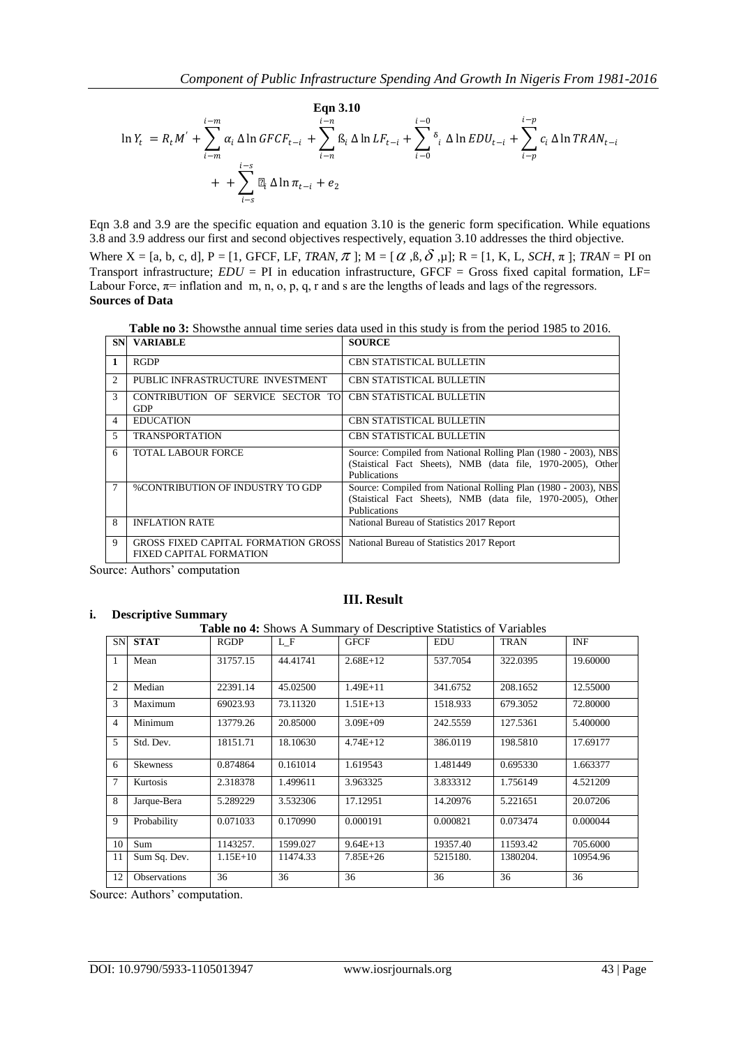**Eqn 3.10**

$$\ln Y_t = R_t M' + \sum_{i-m}^{i-m} \alpha_i \Delta \ln GFCF_{t-i} + \sum_{i-n}^{i-n} ß_i \Delta \ln LF_{t-i} + \sum_{i-0}^{i-0} \delta_i \Delta \ln EDU_{t-i} + \sum_{i-p}^{i-p} c_i \Delta \ln TRAN_{t-i} + + \sum_{i-s}^{i-s} ?_i \Delta \ln \pi_{t-i} + e_2$$

Eqn 3.8 and 3.9 are the specific equation and equation 3.10 is the generic form specification. While equations 3.8 and 3.9 address our first and second objectives respectively, equation 3.10 addresses the third objective.

Where X = [a, b, c, d], P = [1, GFCF, LF, *TRAN*, $\pi$ ]; M = [ $\alpha$ ,ß, $\delta$ ,µ]; R = [1, K, L, *SCH*, π ]; *TRAN* = PI on Transport infrastructure; *EDU* = PI in education infrastructure, GFCF = Gross fixed capital formation, LF= Labour Force, π= inflation and m, n, o, p, q, r and s are the lengths of leads and lags of the regressors.

**Sources of Data**

**Table no 3:** Showsthe annual time series data used in this study is from the period 1985 to 2016.

| SN | VARIABLE | SOURCE |
|---|---|---|
| 1 | RGDP | CBN STATISTICAL BULLETIN |
| 2 | PUBLIC INFRASTRUCTURE INVESTMENT | CBN STATISTICAL BULLETIN |
| 3 | CONTRIBUTION OF SERVICE SECTOR TO GDP | CBN STATISTICAL BULLETIN |
| 4 | EDUCATION | CBN STATISTICAL BULLETIN |
| 5 | TRANSPORTATION | CBN STATISTICAL BULLETIN |
| 6 | TOTAL LABOUR FORCE | Source: Compiled from National Rolling Plan (1980 - 2003), NBS (Staistical Fact Sheets), NMB (data file, 1970-2005), Other Publications |
| 7 | %CONTRIBUTION OF INDUSTRY TO GDP | Source: Compiled from National Rolling Plan (1980 - 2003), NBS (Staistical Fact Sheets), NMB (data file, 1970-2005), Other Publications |
| 8 | INFLATION RATE | National Bureau of Statistics 2017 Report |
| 9 | GROSS FIXED CAPITAL FORMATION GROSS FIXED CAPITAL FORMATION | National Bureau of Statistics 2017 Report |

Source: Authors' computation

## III. Result

**i. Descriptive Summary**

**Table no 4:** Shows A Summary of Descriptive Statistics of Variables

| SN | STAT | RGDP | L_F | GFCF | EDU | TRAN | INF |
|---|---|---|---|---|---|---|---|
| 1 | Mean | 31757.15 | 44.41741 | 2.68E+12 | 537.7054 | 322.0395 | 19.60000 |
| 2 | Median | 22391.14 | 45.02500 | 1.49E+11 | 341.6752 | 208.1652 | 12.55000 |
| 3 | Maximum | 69023.93 | 73.11320 | 1.51E+13 | 1518.933 | 679.3052 | 72.80000 |
| 4 | Minimum | 13779.26 | 20.85000 | 3.09E+09 | 242.5559 | 127.5361 | 5.400000 |
| 5 | Std. Dev. | 18151.71 | 18.10630 | 4.74E+12 | 386.0119 | 198.5810 | 17.69177 |
| 6 | Skewness | 0.874864 | 0.161014 | 1.619543 | 1.481449 | 0.695330 | 1.663377 |
| 7 | Kurtosis | 2.318378 | 1.499611 | 3.963325 | 3.833312 | 1.756149 | 4.521209 |
| 8 | Jarque-Bera | 5.289229 | 3.532306 | 17.12951 | 14.20976 | 5.221651 | 20.07206 |
| 9 | Probability | 0.071033 | 0.170990 | 0.000191 | 0.000821 | 0.073474 | 0.000044 |
| 10 | Sum | 1143257. | 1599.027 | 9.64E+13 | 19357.40 | 11593.42 | 705.6000 |
| 11 | Sum Sq. Dev. | 1.15E+10 | 11474.33 | 7.85E+26 | 5215180. | 1380204. | 10954.96 |
| 12 | Observations | 36 | 36 | 36 | 36 | 36 | 36 |

Source: Authors' computation.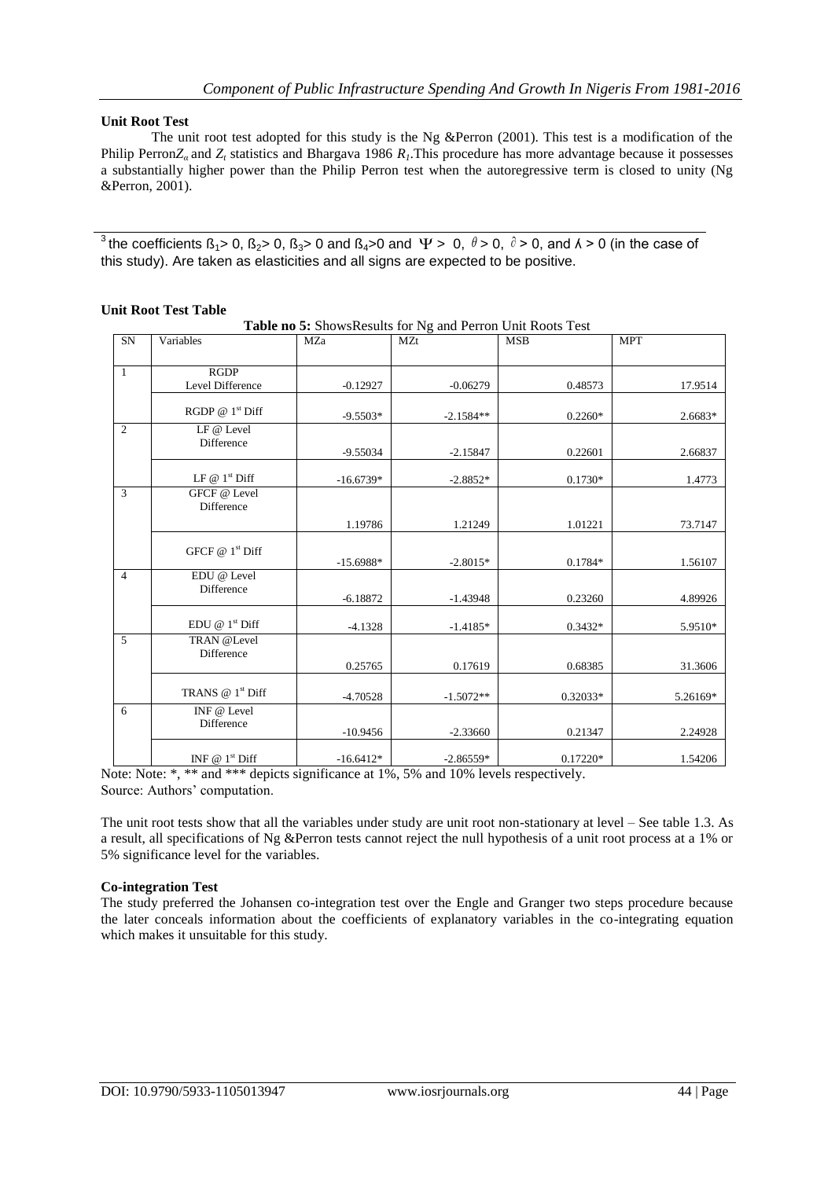**Unit Root Test**

The unit root test adopted for this study is the Ng &Perron (2001). This test is a modification of the Philip Perron$Z_\alpha$ and $Z_t$ statistics and Bhargava 1986 $R_1$.This procedure has more advantage because it possesses a substantially higher power than the Philip Perron test when the autoregressive term is closed to unity (Ng &Perron, 2001).

[3] the coefficients $ß_1 > 0$, $ß_2 > 0$, $ß_3 > 0$ and $ß_4 > 0$ and $\Psi > 0$, $\theta > 0$, $\partial > 0$, and $\lambda > 0$ (in the case of this study). Are taken as elasticities and all signs are expected to be positive.

**Unit Root Test Table**

**Table no 5:** ShowsResults for Ng and Perron Unit Roots Test

| SN | Variables | MZa | MZt | MSB | MPT |
|---|---|---|---|---|---|
| 1 | RGDP Level Difference | -0.12927 | -0.06279 | 0.48573 | 17.9514 |
| | RGDP @ 1st Diff | -9.5503* | -2.1584** | 0.2260* | 2.6683* |
| 2 | LF @ Level Difference | -9.55034 | -2.15847 | 0.22601 | 2.66837 |
| | LF @ 1st Diff | -16.6739* | -2.8852* | 0.1730* | 1.4773 |
| 3 | GFCF @ Level Difference | 1.19786 | 1.21249 | 1.01221 | 73.7147 |
| | GFCF @ 1st Diff | -15.6988* | -2.8015* | 0.1784* | 1.56107 |
| 4 | EDU @ Level Difference | -6.18872 | -1.43948 | 0.23260 | 4.89926 |
| | EDU @ 1st Diff | -4.1328 | -1.4185* | 0.3432* | 5.9510* |
| 5 | TRAN @Level Difference | 0.25765 | 0.17619 | 0.68385 | 31.3606 |
| | TRANS @ 1st Diff | -4.70528 | -1.5072** | 0.32033* | 5.26169* |
| 6 | INF @ Level Difference | -10.9456 | -2.33660 | 0.21347 | 2.24928 |
| | INF @ 1st Diff | -16.6412* | -2.86559* | 0.17220* | 1.54206 |

Note: Note: *, ** and *** depicts significance at 1%, 5% and 10% levels respectively.
Source: Authors' computation.

The unit root tests show that all the variables under study are unit root non-stationary at level – See table 1.3. As a result, all specifications of Ng &Perron tests cannot reject the null hypothesis of a unit root process at a 1% or 5% significance level for the variables.

**Co-integration Test**

The study preferred the Johansen co-integration test over the Engle and Granger two steps procedure because the later conceals information about the coefficients of explanatory variables in the co-integrating equation which makes it unsuitable for this study.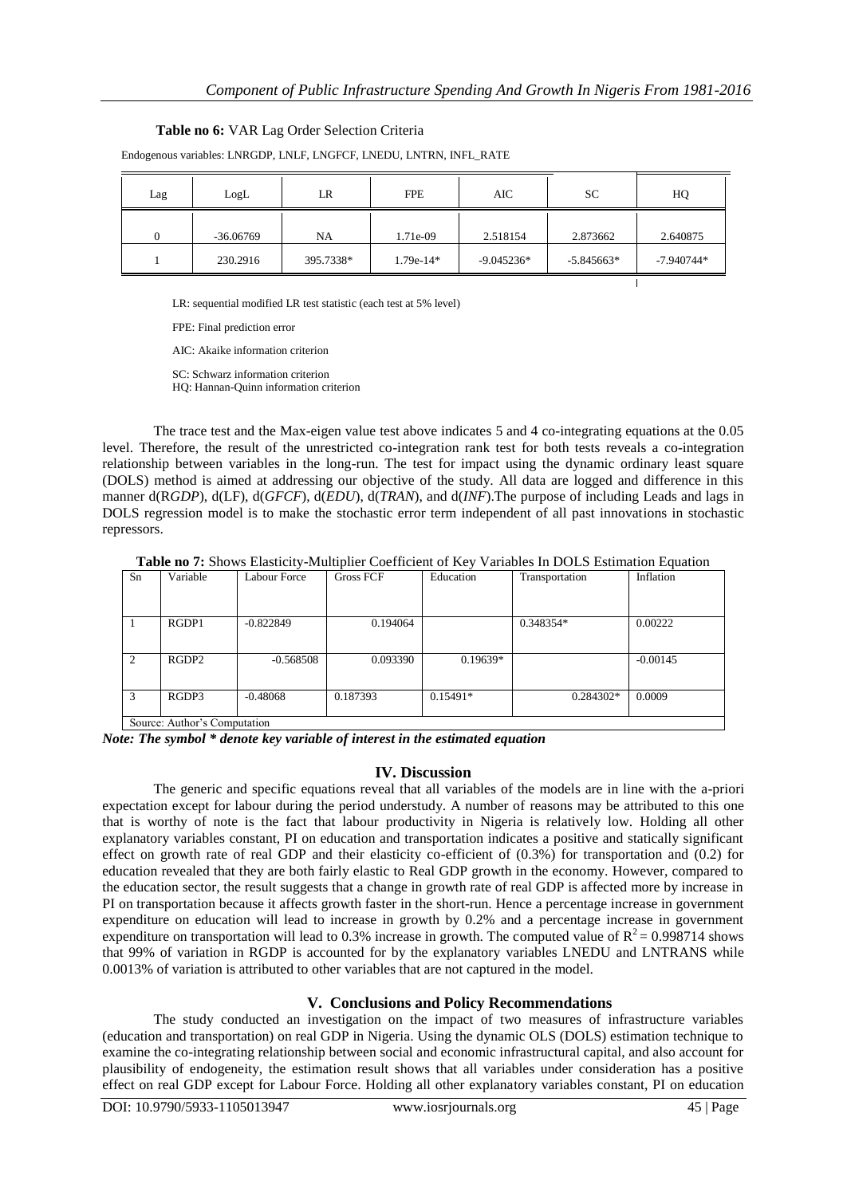**Table no 6:** VAR Lag Order Selection Criteria

Endogenous variables: LNRGDP, LNLF, LNGFCF, LNEDU, LNTRN, INFL_RATE

| Lag | LogL | LR | FPE | AIC | SC | HQ |
|---|---|---|---|---|---|---|
| 0 | -36.06769 | NA | 1.71e-09 | 2.518154 | 2.873662 | 2.640875 |
| 1 | 230.2916 | 395.7338* | 1.79e-14* | -9.045236* | -5.845663* | -7.940744* |

LR: sequential modified LR test statistic (each test at 5% level)

FPE: Final prediction error

AIC: Akaike information criterion

SC: Schwarz information criterion
HQ: Hannan-Quinn information criterion

The trace test and the Max-eigen value test above indicates 5 and 4 co-integrating equations at the 0.05 level. Therefore, the result of the unrestricted co-integration rank test for both tests reveals a co-integration relationship between variables in the long-run. The test for impact using the dynamic ordinary least square (DOLS) method is aimed at addressing our objective of the study. All data are logged and difference in this manner d(R*GDP*), d(LF), d(*GFCF*), d(*EDU*), d(*TRAN*), and d(*INF*).The purpose of including Leads and lags in DOLS regression model is to make the stochastic error term independent of all past innovations in stochastic repressors.

**Table no 7:** Shows Elasticity-Multiplier Coefficient of Key Variables In DOLS Estimation Equation

| Sn | Variable | Labour Force | Gross FCF | Education | Transportation | Inflation |
|---|---|---|---|---|---|---|
| 1 | RGDP1 | -0.822849 | 0.194064 | | 0.348354* | 0.00222 |
| 2 | RGDP2 | -0.568508 | 0.093390 | 0.19639* | | -0.00145 |
| 3 | RGDP3 | -0.48068 | 0.187393 | 0.15491* | 0.284302* | 0.0009 |

Source: Author's Computation

***Note: The symbol * denote key variable of interest in the estimated equation***

## IV. Discussion

The generic and specific equations reveal that all variables of the models are in line with the a-priori expectation except for labour during the period understudy. A number of reasons may be attributed to this one that is worthy of note is the fact that labour productivity in Nigeria is relatively low. Holding all other explanatory variables constant, PI on education and transportation indicates a positive and statically significant effect on growth rate of real GDP and their elasticity co-efficient of (0.3%) for transportation and (0.2) for education revealed that they are both fairly elastic to Real GDP growth in the economy. However, compared to the education sector, the result suggests that a change in growth rate of real GDP is affected more by increase in PI on transportation because it affects growth faster in the short-run. Hence a percentage increase in government expenditure on education will lead to increase in growth by 0.2% and a percentage increase in government expenditure on transportation will lead to 0.3% increase in growth. The computed value of $R^2 = 0.998714$ shows that 99% of variation in RGDP is accounted for by the explanatory variables LNEDU and LNTRANS while 0.0013% of variation is attributed to other variables that are not captured in the model.

## V. Conclusions and Policy Recommendations

The study conducted an investigation on the impact of two measures of infrastructure variables (education and transportation) on real GDP in Nigeria. Using the dynamic OLS (DOLS) estimation technique to examine the co-integrating relationship between social and economic infrastructural capital, and also account for plausibility of endogeneity, the estimation result shows that all variables under consideration has a positive effect on real GDP except for Labour Force. Holding all other explanatory variables constant, PI on education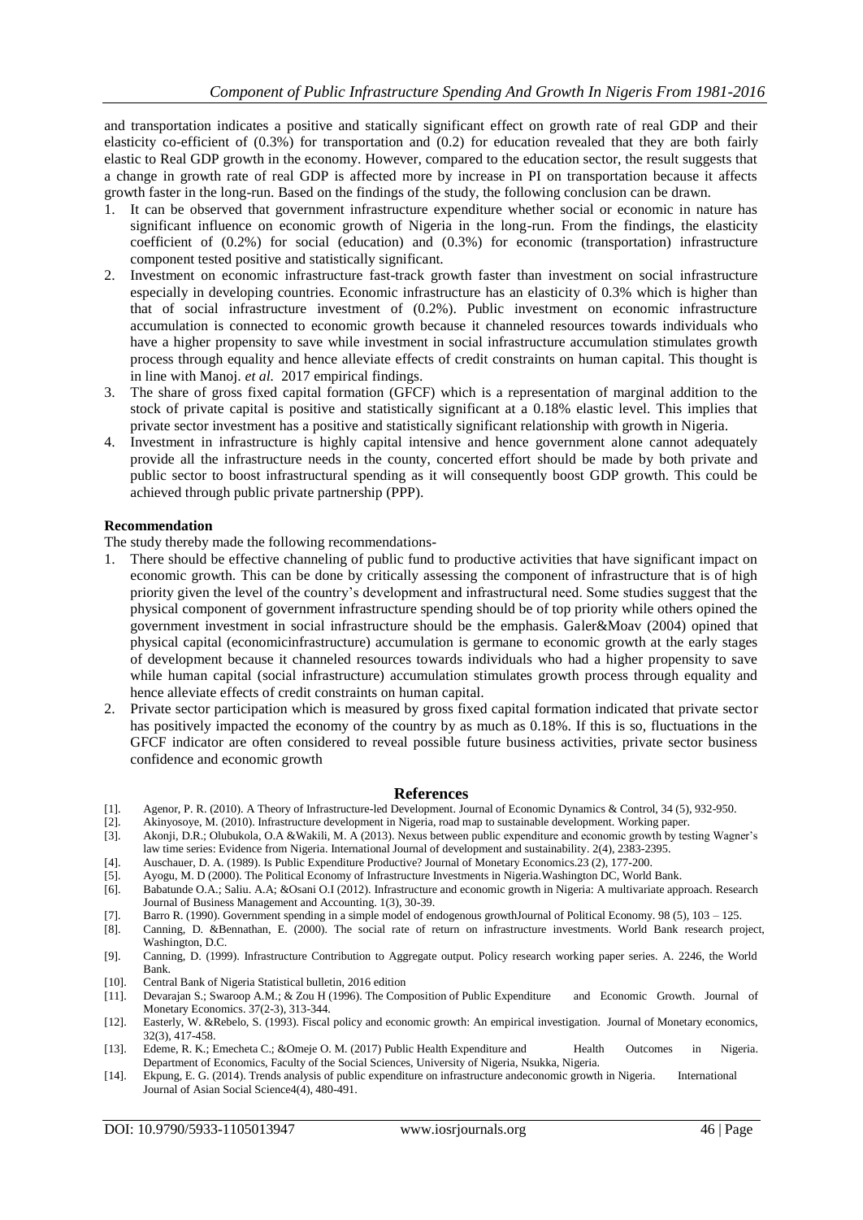and transportation indicates a positive and statically significant effect on growth rate of real GDP and their elasticity co-efficient of (0.3%) for transportation and (0.2) for education revealed that they are both fairly elastic to Real GDP growth in the economy. However, compared to the education sector, the result suggests that a change in growth rate of real GDP is affected more by increase in PI on transportation because it affects growth faster in the long-run. Based on the findings of the study, the following conclusion can be drawn.

1. It can be observed that government infrastructure expenditure whether social or economic in nature has significant influence on economic growth of Nigeria in the long-run. From the findings, the elasticity coefficient of (0.2%) for social (education) and (0.3%) for economic (transportation) infrastructure component tested positive and statistically significant.
2. Investment on economic infrastructure fast-track growth faster than investment on social infrastructure especially in developing countries. Economic infrastructure has an elasticity of 0.3% which is higher than that of social infrastructure investment of (0.2%). Public investment on economic infrastructure accumulation is connected to economic growth because it channeled resources towards individuals who have a higher propensity to save while investment in social infrastructure accumulation stimulates growth process through equality and hence alleviate effects of credit constraints on human capital. This thought is in line with Manoj. *et al.* 2017 empirical findings.
3. The share of gross fixed capital formation (GFCF) which is a representation of marginal addition to the stock of private capital is positive and statistically significant at a 0.18% elastic level. This implies that private sector investment has a positive and statistically significant relationship with growth in Nigeria.
4. Investment in infrastructure is highly capital intensive and hence government alone cannot adequately provide all the infrastructure needs in the county, concerted effort should be made by both private and public sector to boost infrastructural spending as it will consequently boost GDP growth. This could be achieved through public private partnership (PPP).

**Recommendation**

The study thereby made the following recommendations-

1. There should be effective channeling of public fund to productive activities that have significant impact on economic growth. This can be done by critically assessing the component of infrastructure that is of high priority given the level of the country's development and infrastructural need. Some studies suggest that the physical component of government infrastructure spending should be of top priority while others opined the government investment in social infrastructure should be the emphasis. Galer&Moav (2004) opined that physical capital (economicinfrastructure) accumulation is germane to economic growth at the early stages of development because it channeled resources towards individuals who had a higher propensity to save while human capital (social infrastructure) accumulation stimulates growth process through equality and hence alleviate effects of credit constraints on human capital.
2. Private sector participation which is measured by gross fixed capital formation indicated that private sector has positively impacted the economy of the country by as much as 0.18%. If this is so, fluctuations in the GFCF indicator are often considered to reveal possible future business activities, private sector business confidence and economic growth

## References

[1]. Agenor, P. R. (2010). A Theory of Infrastructure-led Development. Journal of Economic Dynamics & Control, 34 (5), 932-950.

[2]. Akinyosoye, M. (2010). Infrastructure development in Nigeria, road map to sustainable development. Working paper.

[3]. Akonji, D.R.; Olubukola, O.A &Wakili, M. A (2013). Nexus between public expenditure and economic growth by testing Wagner's law time series: Evidence from Nigeria. International Journal of development and sustainability. 2(4), 2383-2395.

[4]. Auschauer, D. A. (1989). Is Public Expenditure Productive? Journal of Monetary Economics.23 (2), 177-200.

[5]. Ayogu, M. D (2000). The Political Economy of Infrastructure Investments in Nigeria.Washington DC, World Bank.

[6]. Babatunde O.A.; Saliu. A.A; &Osani O.I (2012). Infrastructure and economic growth in Nigeria: A multivariate approach. Research Journal of Business Management and Accounting. 1(3), 30-39.

[7]. Barro R. (1990). Government spending in a simple model of endogenous growthJournal of Political Economy. 98 (5), 103 – 125.

[8]. Canning, D. &Bennathan, E. (2000). The social rate of return on infrastructure investments. World Bank research project, Washington, D.C.

[9]. Canning, D. (1999). Infrastructure Contribution to Aggregate output. Policy research working paper series. A. 2246, the World Bank.

[10]. Central Bank of Nigeria Statistical bulletin, 2016 edition

[11]. Devarajan S.; Swaroop A.M.; & Zou H (1996). The Composition of Public Expenditure and Economic Growth. Journal of Monetary Economics. 37(2-3), 313-344.

[12]. Easterly, W. &Rebelo, S. (1993). Fiscal policy and economic growth: An empirical investigation. Journal of Monetary economics, 32(3), 417-458.

[13]. Edeme, R. K.; Emecheta C.; &Omeje O. M. (2017) Public Health Expenditure and Health Outcomes in Nigeria. Department of Economics, Faculty of the Social Sciences, University of Nigeria, Nsukka, Nigeria.

[14]. Ekpung, E. G. (2014). Trends analysis of public expenditure on infrastructure andeconomic growth in Nigeria. International Journal of Asian Social Science4(4), 480-491.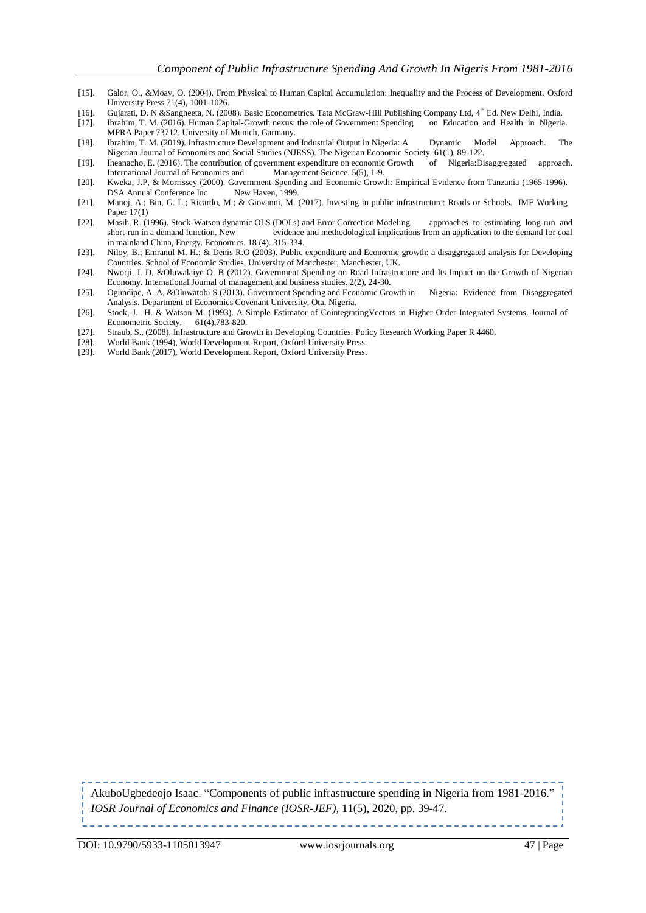[15]. Galor, O., &Moav, O. (2004). From Physical to Human Capital Accumulation: Inequality and the Process of Development. Oxford University Press 71(4), 1001-1026.

[16]. Gujarati, D. N &Sangheeta, N. (2008). Basic Econometrics. Tata McGraw-Hill Publishing Company Ltd, 4th Ed. New Delhi, India.

[17]. Ibrahim, T. M. (2016). Human Capital-Growth nexus: the role of Government Spending on Education and Health in Nigeria. MPRA Paper 73712. University of Munich, Garmany.

[18]. Ibrahim, T. M. (2019). Infrastructure Development and Industrial Output in Nigeria: A Dynamic Model Approach. The Nigerian Journal of Economics and Social Studies (NJESS). The Nigerian Economic Society. 61(1), 89-122.

[19]. Iheanacho, E. (2016). The contribution of government expenditure on economic Growth of Nigeria:Disaggregated approach. International Journal of Economics and Management Science. 5(5), 1-9.

[20]. Kweka, J.P, & Morrissey (2000). Government Spending and Economic Growth: Empirical Evidence from Tanzania (1965-1996). DSA Annual Conference Inc New Haven, 1999.

[21]. Manoj, A.; Bin, G. L,; Ricardo, M.; & Giovanni, M. (2017). Investing in public infrastructure: Roads or Schools. IMF Working Paper 17(1)

[22]. Masih, R. (1996). Stock-Watson dynamic OLS (DOLs) and Error Correction Modeling approaches to estimating long-run and short-run in a demand function. New evidence and methodological implications from an application to the demand for coal in mainland China, Energy. Economics. 18 (4). 315-334.

[23]. Niloy, B.; Emranul M. H.; & Denis R.O (2003). Public expenditure and Economic growth: a disaggregated analysis for Developing Countries. School of Economic Studies, University of Manchester, Manchester, UK.

[24]. Nworji, I. D, &Oluwalaiye O. B (2012). Government Spending on Road Infrastructure and Its Impact on the Growth of Nigerian Economy. International Journal of management and business studies. 2(2), 24-30.

[25]. Ogundipe, A. A, &Oluwatobi S.(2013). Government Spending and Economic Growth in Nigeria: Evidence from Disaggregated Analysis. Department of Economics Covenant University, Ota, Nigeria.

[26]. Stock, J. H. & Watson M. (1993). A Simple Estimator of CointegratingVectors in Higher Order Integrated Systems. Journal of Econometric Society, 61(4),783-820.

[27]. Straub, S., (2008). Infrastructure and Growth in Developing Countries. Policy Research Working Paper R 4460.

[28]. World Bank (1994), World Development Report, Oxford University Press.

[29]. World Bank (2017), World Development Report, Oxford University Press.

AkuboUgbedeojo Isaac. "Components of public infrastructure spending in Nigeria from 1981-2016." *IOSR Journal of Economics and Finance (IOSR-JEF)*, 11(5), 2020, pp. 39-47.